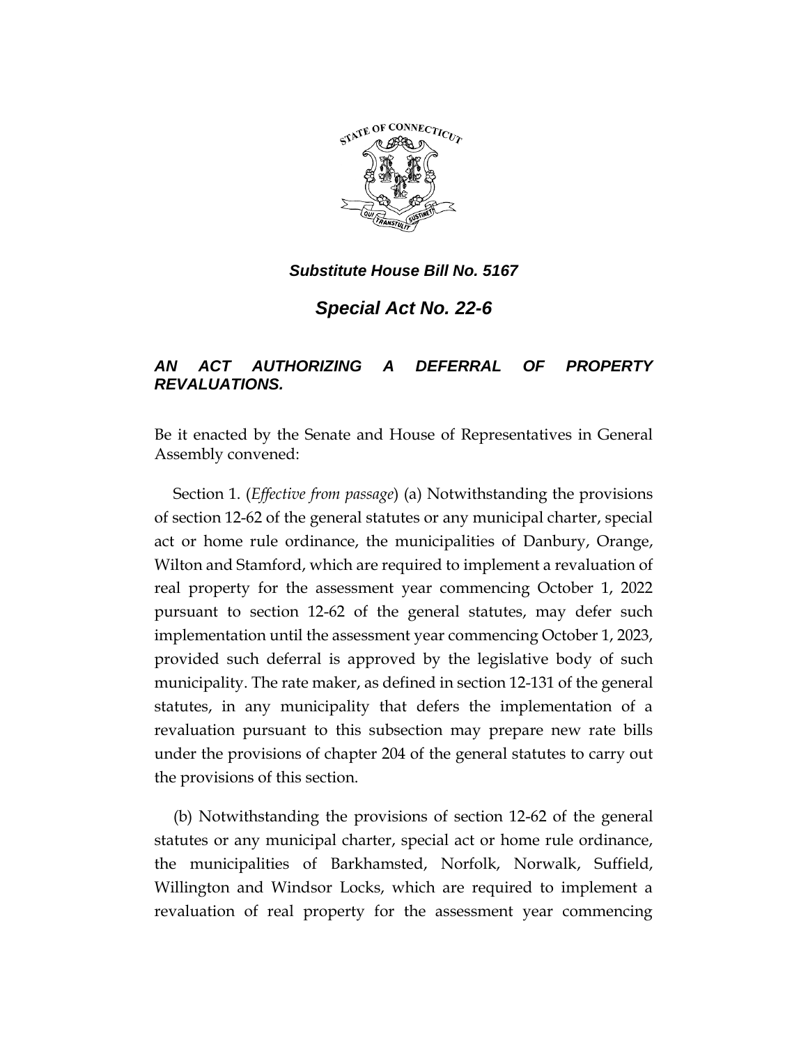*Substitute House Bill No. 5167*

# *Special Act No. 22-6*

## *AN ACT AUTHORIZING A DEFERRAL OF PROPERTY REVALUATIONS.*

Be it enacted by the Senate and House of Representatives in General Assembly convened:

Section 1. (*Effective from passage*) (a) Notwithstanding the provisions of section 12-62 of the general statutes or any municipal charter, special act or home rule ordinance, the municipalities of Danbury, Orange, Wilton and Stamford, which are required to implement a revaluation of real property for the assessment year commencing October 1, 2022 pursuant to section 12-62 of the general statutes, may defer such implementation until the assessment year commencing October 1, 2023, provided such deferral is approved by the legislative body of such municipality. The rate maker, as defined in section 12-131 of the general statutes, in any municipality that defers the implementation of a revaluation pursuant to this subsection may prepare new rate bills under the provisions of chapter 204 of the general statutes to carry out the provisions of this section.

(b) Notwithstanding the provisions of section 12-62 of the general statutes or any municipal charter, special act or home rule ordinance, the municipalities of Barkhamsted, Norfolk, Norwalk, Suffield, Willington and Windsor Locks, which are required to implement a revaluation of real property for the assessment year commencing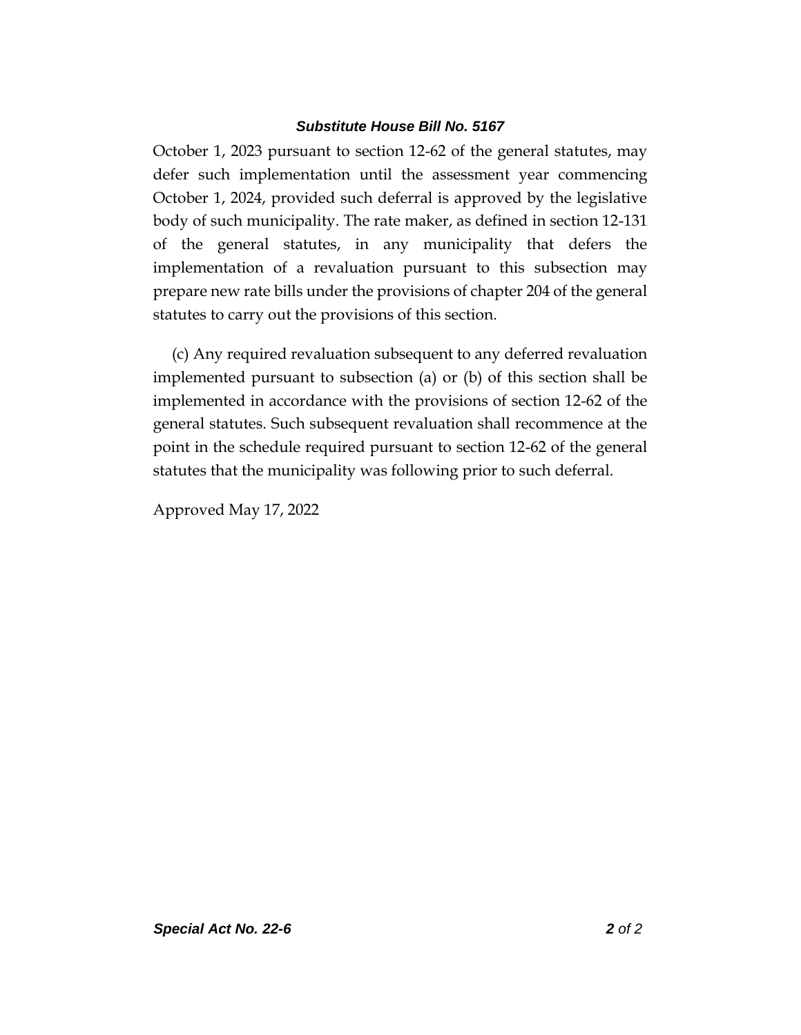October 1, 2023 pursuant to section 12-62 of the general statutes, may defer such implementation until the assessment year commencing October 1, 2024, provided such deferral is approved by the legislative body of such municipality. The rate maker, as defined in section 12-131 of the general statutes, in any municipality that defers the implementation of a revaluation pursuant to this subsection may prepare new rate bills under the provisions of chapter 204 of the general statutes to carry out the provisions of this section.

(c) Any required revaluation subsequent to any deferred revaluation implemented pursuant to subsection (a) or (b) of this section shall be implemented in accordance with the provisions of section 12-62 of the general statutes. Such subsequent revaluation shall recommence at the point in the schedule required pursuant to section 12-62 of the general statutes that the municipality was following prior to such deferral.

Approved May 17, 2022